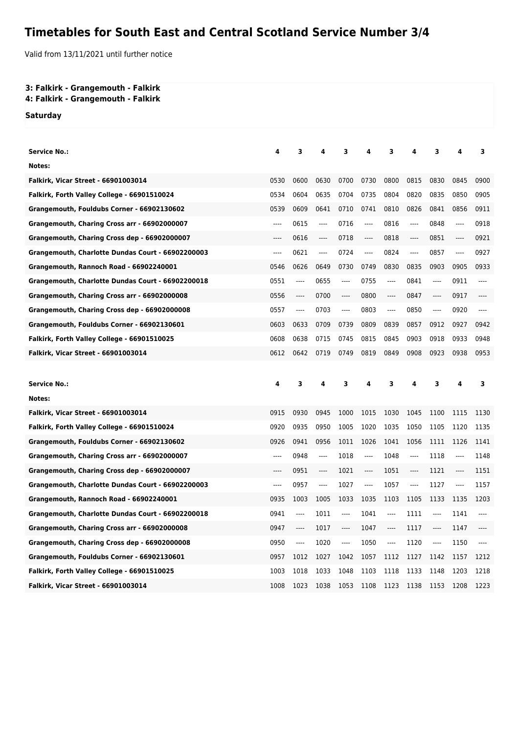# Timetables for South East and Central Scotland Service Number 3/4

Valid from 13/11/2021 until further notice

**3: Falkirk - Grangemouth - Falkirk**
**4: Falkirk - Grangemouth - Falkirk**

**Saturday**

| Service No.: | 4 | 3 | 4 | 3 | 4 | 3 | 4 | 3 | 4 | 3 |
|---|---|---|---|---|---|---|---|---|---|---|
| Notes: | | | | | | | | | | |
| Falkirk, Vicar Street - 66901003014 | 0530 | 0600 | 0630 | 0700 | 0730 | 0800 | 0815 | 0830 | 0845 | 0900 |
| Falkirk, Forth Valley College - 66901510024 | 0534 | 0604 | 0635 | 0704 | 0735 | 0804 | 0820 | 0835 | 0850 | 0905 |
| Grangemouth, Fouldubs Corner - 66902130602 | 0539 | 0609 | 0641 | 0710 | 0741 | 0810 | 0826 | 0841 | 0856 | 0911 |
| Grangemouth, Charing Cross arr - 66902000007 | ---- | 0615 | ---- | 0716 | ---- | 0816 | ---- | 0848 | ---- | 0918 |
| Grangemouth, Charing Cross dep - 66902000007 | ---- | 0616 | ---- | 0718 | ---- | 0818 | ---- | 0851 | ---- | 0921 |
| Grangemouth, Charlotte Dundas Court - 66902200003 | ---- | 0621 | ---- | 0724 | ---- | 0824 | ---- | 0857 | ---- | 0927 |
| Grangemouth, Rannoch Road - 66902240001 | 0546 | 0626 | 0649 | 0730 | 0749 | 0830 | 0835 | 0903 | 0905 | 0933 |
| Grangemouth, Charlotte Dundas Court - 66902200018 | 0551 | ---- | 0655 | ---- | 0755 | ---- | 0841 | ---- | 0911 | ---- |
| Grangemouth, Charing Cross arr - 66902000008 | 0556 | ---- | 0700 | ---- | 0800 | ---- | 0847 | ---- | 0917 | ---- |
| Grangemouth, Charing Cross dep - 66902000008 | 0557 | ---- | 0703 | ---- | 0803 | ---- | 0850 | ---- | 0920 | ---- |
| Grangemouth, Fouldubs Corner - 66902130601 | 0603 | 0633 | 0709 | 0739 | 0809 | 0839 | 0857 | 0912 | 0927 | 0942 |
| Falkirk, Forth Valley College - 66901510025 | 0608 | 0638 | 0715 | 0745 | 0815 | 0845 | 0903 | 0918 | 0933 | 0948 |
| Falkirk, Vicar Street - 66901003014 | 0612 | 0642 | 0719 | 0749 | 0819 | 0849 | 0908 | 0923 | 0938 | 0953 |

| Service No.: | 4 | 3 | 4 | 3 | 4 | 3 | 4 | 3 | 4 | 3 |
|---|---|---|---|---|---|---|---|---|---|---|
| Notes: | | | | | | | | | | |
| Falkirk, Vicar Street - 66901003014 | 0915 | 0930 | 0945 | 1000 | 1015 | 1030 | 1045 | 1100 | 1115 | 1130 |
| Falkirk, Forth Valley College - 66901510024 | 0920 | 0935 | 0950 | 1005 | 1020 | 1035 | 1050 | 1105 | 1120 | 1135 |
| Grangemouth, Fouldubs Corner - 66902130602 | 0926 | 0941 | 0956 | 1011 | 1026 | 1041 | 1056 | 1111 | 1126 | 1141 |
| Grangemouth, Charing Cross arr - 66902000007 | ---- | 0948 | ---- | 1018 | ---- | 1048 | ---- | 1118 | ---- | 1148 |
| Grangemouth, Charing Cross dep - 66902000007 | ---- | 0951 | ---- | 1021 | ---- | 1051 | ---- | 1121 | ---- | 1151 |
| Grangemouth, Charlotte Dundas Court - 66902200003 | ---- | 0957 | ---- | 1027 | ---- | 1057 | ---- | 1127 | ---- | 1157 |
| Grangemouth, Rannoch Road - 66902240001 | 0935 | 1003 | 1005 | 1033 | 1035 | 1103 | 1105 | 1133 | 1135 | 1203 |
| Grangemouth, Charlotte Dundas Court - 66902200018 | 0941 | ---- | 1011 | ---- | 1041 | ---- | 1111 | ---- | 1141 | ---- |
| Grangemouth, Charing Cross arr - 66902000008 | 0947 | ---- | 1017 | ---- | 1047 | ---- | 1117 | ---- | 1147 | ---- |
| Grangemouth, Charing Cross dep - 66902000008 | 0950 | ---- | 1020 | ---- | 1050 | ---- | 1120 | ---- | 1150 | ---- |
| Grangemouth, Fouldubs Corner - 66902130601 | 0957 | 1012 | 1027 | 1042 | 1057 | 1112 | 1127 | 1142 | 1157 | 1212 |
| Falkirk, Forth Valley College - 66901510025 | 1003 | 1018 | 1033 | 1048 | 1103 | 1118 | 1133 | 1148 | 1203 | 1218 |
| Falkirk, Vicar Street - 66901003014 | 1008 | 1023 | 1038 | 1053 | 1108 | 1123 | 1138 | 1153 | 1208 | 1223 |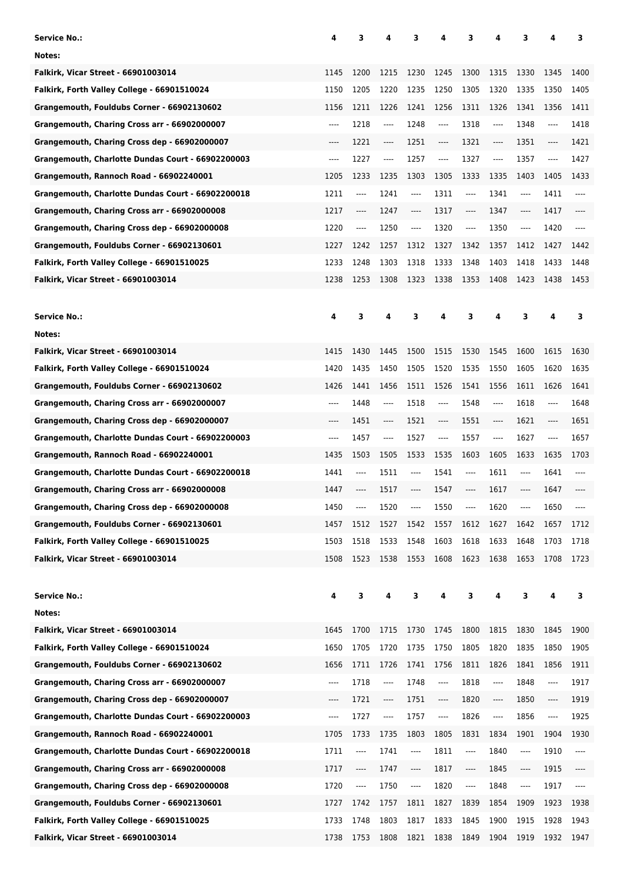| Service No.: | 4 | 3 | 4 | 3 | 4 | 3 | 4 | 3 | 4 | 3 |
|---|---|---|---|---|---|---|---|---|---|---|
| Notes: | | | | | | | | | | |
| Falkirk, Vicar Street - 66901003014 | 1145 | 1200 | 1215 | 1230 | 1245 | 1300 | 1315 | 1330 | 1345 | 1400 |
| Falkirk, Forth Valley College - 66901510024 | 1150 | 1205 | 1220 | 1235 | 1250 | 1305 | 1320 | 1335 | 1350 | 1405 |
| Grangemouth, Fouldubs Corner - 66902130602 | 1156 | 1211 | 1226 | 1241 | 1256 | 1311 | 1326 | 1341 | 1356 | 1411 |
| Grangemouth, Charing Cross arr - 66902000007 | ---- | 1218 | ---- | 1248 | ---- | 1318 | ---- | 1348 | ---- | 1418 |
| Grangemouth, Charing Cross dep - 66902000007 | ---- | 1221 | ---- | 1251 | ---- | 1321 | ---- | 1351 | ---- | 1421 |
| Grangemouth, Charlotte Dundas Court - 66902200003 | ---- | 1227 | ---- | 1257 | ---- | 1327 | ---- | 1357 | ---- | 1427 |
| Grangemouth, Rannoch Road - 66902240001 | 1205 | 1233 | 1235 | 1303 | 1305 | 1333 | 1335 | 1403 | 1405 | 1433 |
| Grangemouth, Charlotte Dundas Court - 66902200018 | 1211 | ---- | 1241 | ---- | 1311 | ---- | 1341 | ---- | 1411 | ---- |
| Grangemouth, Charing Cross arr - 66902000008 | 1217 | ---- | 1247 | ---- | 1317 | ---- | 1347 | ---- | 1417 | ---- |
| Grangemouth, Charing Cross dep - 66902000008 | 1220 | ---- | 1250 | ---- | 1320 | ---- | 1350 | ---- | 1420 | ---- |
| Grangemouth, Fouldubs Corner - 66902130601 | 1227 | 1242 | 1257 | 1312 | 1327 | 1342 | 1357 | 1412 | 1427 | 1442 |
| Falkirk, Forth Valley College - 66901510025 | 1233 | 1248 | 1303 | 1318 | 1333 | 1348 | 1403 | 1418 | 1433 | 1448 |
| Falkirk, Vicar Street - 66901003014 | 1238 | 1253 | 1308 | 1323 | 1338 | 1353 | 1408 | 1423 | 1438 | 1453 |

| Service No.: | 4 | 3 | 4 | 3 | 4 | 3 | 4 | 3 | 4 | 3 |
|---|---|---|---|---|---|---|---|---|---|---|
| Notes: | | | | | | | | | | |
| Falkirk, Vicar Street - 66901003014 | 1415 | 1430 | 1445 | 1500 | 1515 | 1530 | 1545 | 1600 | 1615 | 1630 |
| Falkirk, Forth Valley College - 66901510024 | 1420 | 1435 | 1450 | 1505 | 1520 | 1535 | 1550 | 1605 | 1620 | 1635 |
| Grangemouth, Fouldubs Corner - 66902130602 | 1426 | 1441 | 1456 | 1511 | 1526 | 1541 | 1556 | 1611 | 1626 | 1641 |
| Grangemouth, Charing Cross arr - 66902000007 | ---- | 1448 | ---- | 1518 | ---- | 1548 | ---- | 1618 | ---- | 1648 |
| Grangemouth, Charing Cross dep - 66902000007 | ---- | 1451 | ---- | 1521 | ---- | 1551 | ---- | 1621 | ---- | 1651 |
| Grangemouth, Charlotte Dundas Court - 66902200003 | ---- | 1457 | ---- | 1527 | ---- | 1557 | ---- | 1627 | ---- | 1657 |
| Grangemouth, Rannoch Road - 66902240001 | 1435 | 1503 | 1505 | 1533 | 1535 | 1603 | 1605 | 1633 | 1635 | 1703 |
| Grangemouth, Charlotte Dundas Court - 66902200018 | 1441 | ---- | 1511 | ---- | 1541 | ---- | 1611 | ---- | 1641 | ---- |
| Grangemouth, Charing Cross arr - 66902000008 | 1447 | ---- | 1517 | ---- | 1547 | ---- | 1617 | ---- | 1647 | ---- |
| Grangemouth, Charing Cross dep - 66902000008 | 1450 | ---- | 1520 | ---- | 1550 | ---- | 1620 | ---- | 1650 | ---- |
| Grangemouth, Fouldubs Corner - 66902130601 | 1457 | 1512 | 1527 | 1542 | 1557 | 1612 | 1627 | 1642 | 1657 | 1712 |
| Falkirk, Forth Valley College - 66901510025 | 1503 | 1518 | 1533 | 1548 | 1603 | 1618 | 1633 | 1648 | 1703 | 1718 |
| Falkirk, Vicar Street - 66901003014 | 1508 | 1523 | 1538 | 1553 | 1608 | 1623 | 1638 | 1653 | 1708 | 1723 |

| Service No.: | 4 | 3 | 4 | 3 | 4 | 3 | 4 | 3 | 4 | 3 |
|---|---|---|---|---|---|---|---|---|---|---|
| Notes: | | | | | | | | | | |
| Falkirk, Vicar Street - 66901003014 | 1645 | 1700 | 1715 | 1730 | 1745 | 1800 | 1815 | 1830 | 1845 | 1900 |
| Falkirk, Forth Valley College - 66901510024 | 1650 | 1705 | 1720 | 1735 | 1750 | 1805 | 1820 | 1835 | 1850 | 1905 |
| Grangemouth, Fouldubs Corner - 66902130602 | 1656 | 1711 | 1726 | 1741 | 1756 | 1811 | 1826 | 1841 | 1856 | 1911 |
| Grangemouth, Charing Cross arr - 66902000007 | ---- | 1718 | ---- | 1748 | ---- | 1818 | ---- | 1848 | ---- | 1917 |
| Grangemouth, Charing Cross dep - 66902000007 | ---- | 1721 | ---- | 1751 | ---- | 1820 | ---- | 1850 | ---- | 1919 |
| Grangemouth, Charlotte Dundas Court - 66902200003 | ---- | 1727 | ---- | 1757 | ---- | 1826 | ---- | 1856 | ---- | 1925 |
| Grangemouth, Rannoch Road - 66902240001 | 1705 | 1733 | 1735 | 1803 | 1805 | 1831 | 1834 | 1901 | 1904 | 1930 |
| Grangemouth, Charlotte Dundas Court - 66902200018 | 1711 | ---- | 1741 | ---- | 1811 | ---- | 1840 | ---- | 1910 | ---- |
| Grangemouth, Charing Cross arr - 66902000008 | 1717 | ---- | 1747 | ---- | 1817 | ---- | 1845 | ---- | 1915 | ---- |
| Grangemouth, Charing Cross dep - 66902000008 | 1720 | ---- | 1750 | ---- | 1820 | ---- | 1848 | ---- | 1917 | ---- |
| Grangemouth, Fouldubs Corner - 66902130601 | 1727 | 1742 | 1757 | 1811 | 1827 | 1839 | 1854 | 1909 | 1923 | 1938 |
| Falkirk, Forth Valley College - 66901510025 | 1733 | 1748 | 1803 | 1817 | 1833 | 1845 | 1900 | 1915 | 1928 | 1943 |
| Falkirk, Vicar Street - 66901003014 | 1738 | 1753 | 1808 | 1821 | 1838 | 1849 | 1904 | 1919 | 1932 | 1947 |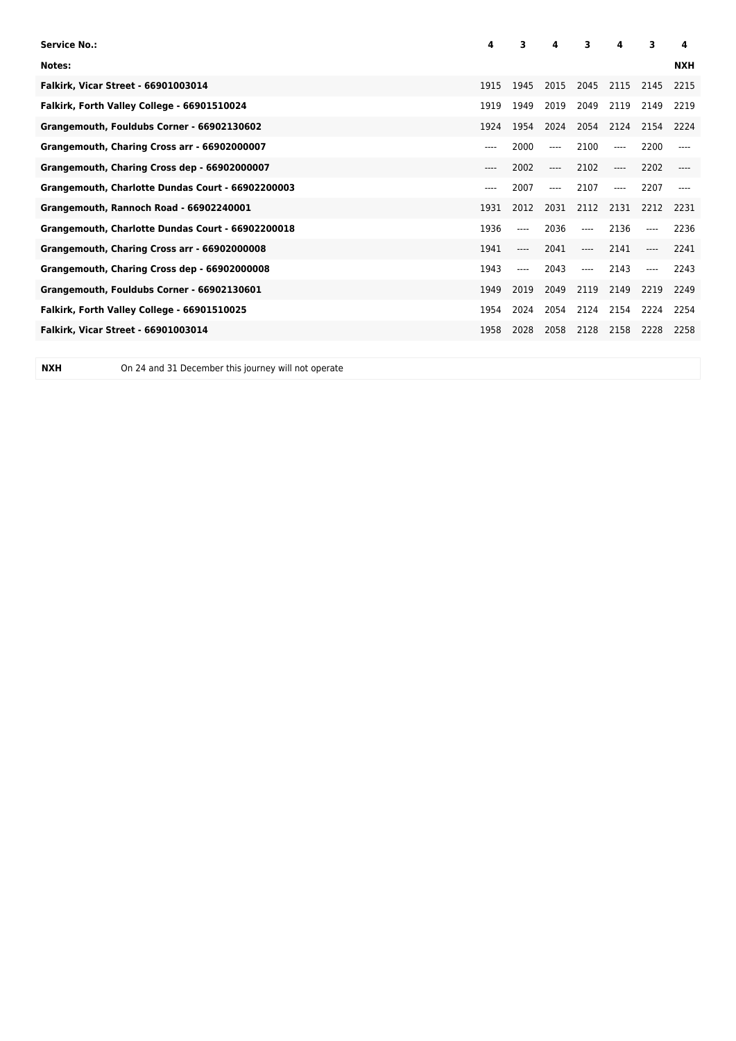| Service No.: | 4 | 3 | 4 | 3 | 4 | 3 | 4 |
|---|---|---|---|---|---|---|---|
| Notes: | | | | | | | NXH |
| Falkirk, Vicar Street - 66901003014 | 1915 | 1945 | 2015 | 2045 | 2115 | 2145 | 2215 |
| Falkirk, Forth Valley College - 66901510024 | 1919 | 1949 | 2019 | 2049 | 2119 | 2149 | 2219 |
| Grangemouth, Fouldubs Corner - 66902130602 | 1924 | 1954 | 2024 | 2054 | 2124 | 2154 | 2224 |
| Grangemouth, Charing Cross arr - 66902000007 | ---- | 2000 | ---- | 2100 | ---- | 2200 | ---- |
| Grangemouth, Charing Cross dep - 66902000007 | ---- | 2002 | ---- | 2102 | ---- | 2202 | ---- |
| Grangemouth, Charlotte Dundas Court - 66902200003 | ---- | 2007 | ---- | 2107 | ---- | 2207 | ---- |
| Grangemouth, Rannoch Road - 66902240001 | 1931 | 2012 | 2031 | 2112 | 2131 | 2212 | 2231 |
| Grangemouth, Charlotte Dundas Court - 66902200018 | 1936 | ---- | 2036 | ---- | 2136 | ---- | 2236 |
| Grangemouth, Charing Cross arr - 66902000008 | 1941 | ---- | 2041 | ---- | 2141 | ---- | 2241 |
| Grangemouth, Charing Cross dep - 66902000008 | 1943 | ---- | 2043 | ---- | 2143 | ---- | 2243 |
| Grangemouth, Fouldubs Corner - 66902130601 | 1949 | 2019 | 2049 | 2119 | 2149 | 2219 | 2249 |
| Falkirk, Forth Valley College - 66901510025 | 1954 | 2024 | 2054 | 2124 | 2154 | 2224 | 2254 |
| Falkirk, Vicar Street - 66901003014 | 1958 | 2028 | 2058 | 2128 | 2158 | 2228 | 2258 |

| | |
|---|---|
| NXH | On 24 and 31 December this journey will not operate |